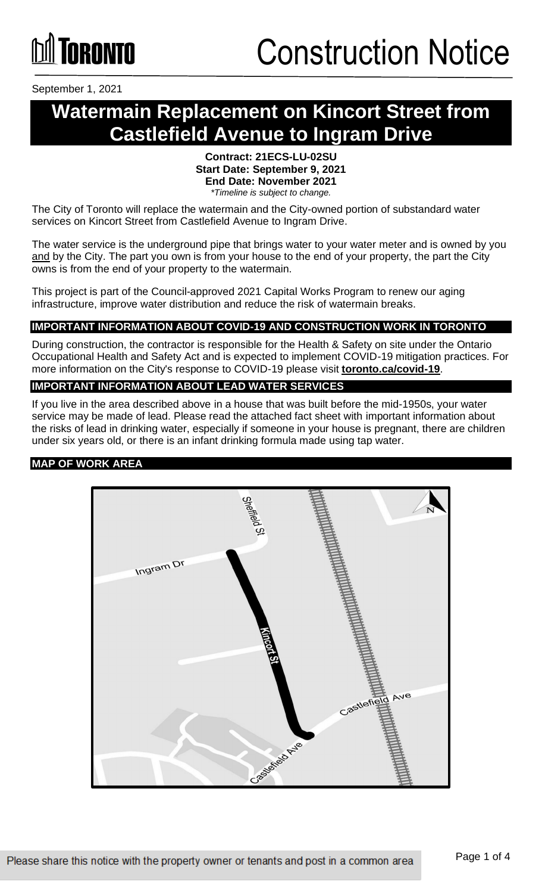Toronto

# Construction Notice

September 1, 2021

# Watermain Replacement on Kincort Street from Castlefield Avenue to Ingram Drive

**Contract: 21ECS-LU-02SU**
**Start Date: September 9, 2021**
**End Date: November 2021**
*\*Timeline is subject to change.*

The City of Toronto will replace the watermain and the City-owned portion of substandard water services on Kincort Street from Castlefield Avenue to Ingram Drive.

The water service is the underground pipe that brings water to your water meter and is owned by you and by the City. The part you own is from your house to the end of your property, the part the City owns is from the end of your property to the watermain.

This project is part of the Council-approved 2021 Capital Works Program to renew our aging infrastructure, improve water distribution and reduce the risk of watermain breaks.

## IMPORTANT INFORMATION ABOUT COVID-19 AND CONSTRUCTION WORK IN TORONTO

During construction, the contractor is responsible for the Health & Safety on site under the Ontario Occupational Health and Safety Act and is expected to implement COVID-19 mitigation practices. For more information on the City's response to COVID-19 please visit **toronto.ca/covid-19**.

## IMPORTANT INFORMATION ABOUT LEAD WATER SERVICES

If you live in the area described above in a house that was built before the mid-1950s, your water service may be made of lead. Please read the attached fact sheet with important information about the risks of lead in drinking water, especially if someone in your house is pregnant, there are children under six years old, or there is an infant drinking formula made using tap water.

## MAP OF WORK AREA

Sheffield St
Ingram Dr
Kincort St
Castlefield Ave
Castlefield Ave
N

Please share this notice with the property owner or tenants and post in a common area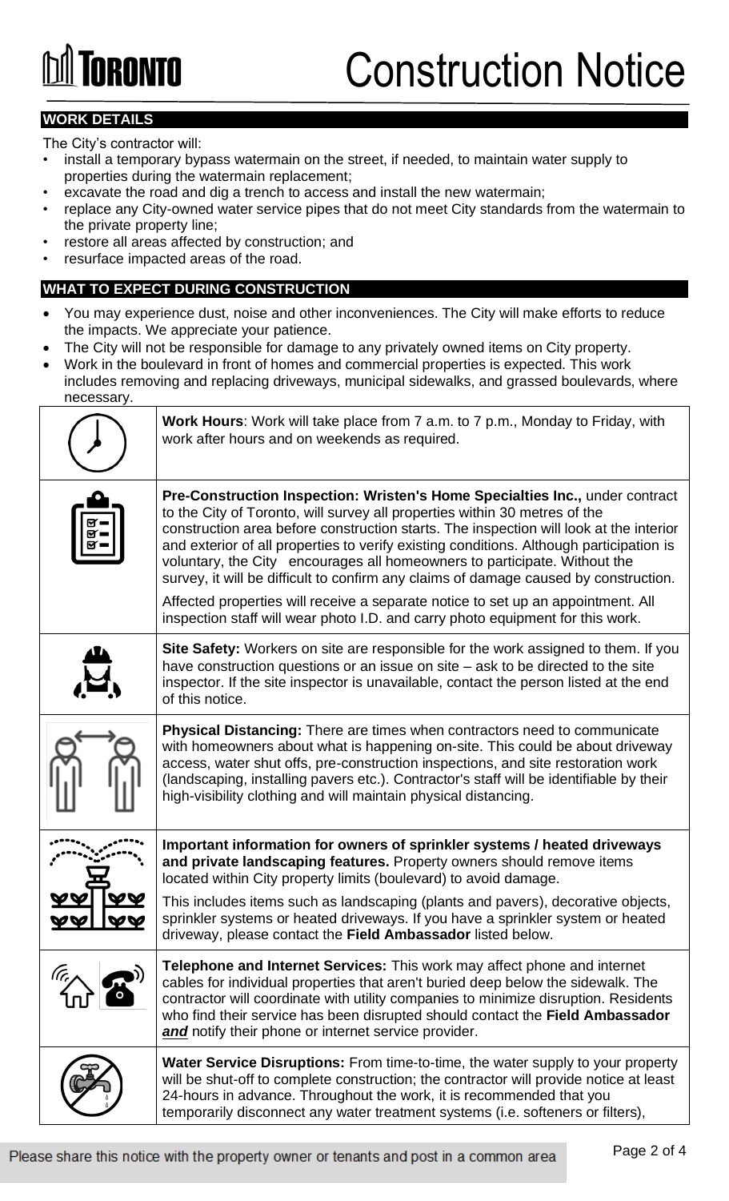## WORK DETAILS

The City's contractor will:

- install a temporary bypass watermain on the street, if needed, to maintain water supply to properties during the watermain replacement;
- excavate the road and dig a trench to access and install the new watermain;
- replace any City-owned water service pipes that do not meet City standards from the watermain to the private property line;
- restore all areas affected by construction; and
- resurface impacted areas of the road.

## WHAT TO EXPECT DURING CONSTRUCTION

- You may experience dust, noise and other inconveniences. The City will make efforts to reduce the impacts. We appreciate your patience.
- The City will not be responsible for damage to any privately owned items on City property.
- Work in the boulevard in front of homes and commercial properties is expected. This work includes removing and replacing driveways, municipal sidewalks, and grassed boulevards, where necessary.

**Work Hours**: Work will take place from 7 a.m. to 7 p.m., Monday to Friday, with work after hours and on weekends as required.

**Pre-Construction Inspection: Wristen's Home Specialties Inc.,** under contract to the City of Toronto, will survey all properties within 30 metres of the construction area before construction starts. The inspection will look at the interior and exterior of all properties to verify existing conditions. Although participation is voluntary, the City encourages all homeowners to participate. Without the survey, it will be difficult to confirm any claims of damage caused by construction.

Affected properties will receive a separate notice to set up an appointment. All inspection staff will wear photo I.D. and carry photo equipment for this work.

**Site Safety:** Workers on site are responsible for the work assigned to them. If you have construction questions or an issue on site – ask to be directed to the site inspector. If the site inspector is unavailable, contact the person listed at the end of this notice.

**Physical Distancing:** There are times when contractors need to communicate with homeowners about what is happening on-site. This could be about driveway access, water shut offs, pre-construction inspections, and site restoration work (landscaping, installing pavers etc.). Contractor's staff will be identifiable by their high-visibility clothing and will maintain physical distancing.

**Important information for owners of sprinkler systems / heated driveways and private landscaping features.** Property owners should remove items located within City property limits (boulevard) to avoid damage.

This includes items such as landscaping (plants and pavers), decorative objects, sprinkler systems or heated driveways. If you have a sprinkler system or heated driveway, please contact the **Field Ambassador** listed below.

**Telephone and Internet Services:** This work may affect phone and internet cables for individual properties that aren't buried deep below the sidewalk. The contractor will coordinate with utility companies to minimize disruption. Residents who find their service has been disrupted should contact the **Field Ambassador** ***and*** notify their phone or internet service provider.

**Water Service Disruptions:** From time-to-time, the water supply to your property will be shut-off to complete construction; the contractor will provide notice at least 24-hours in advance. Throughout the work, it is recommended that you temporarily disconnect any water treatment systems (i.e. softeners or filters),

Please share this notice with the property owner or tenants and post in a common area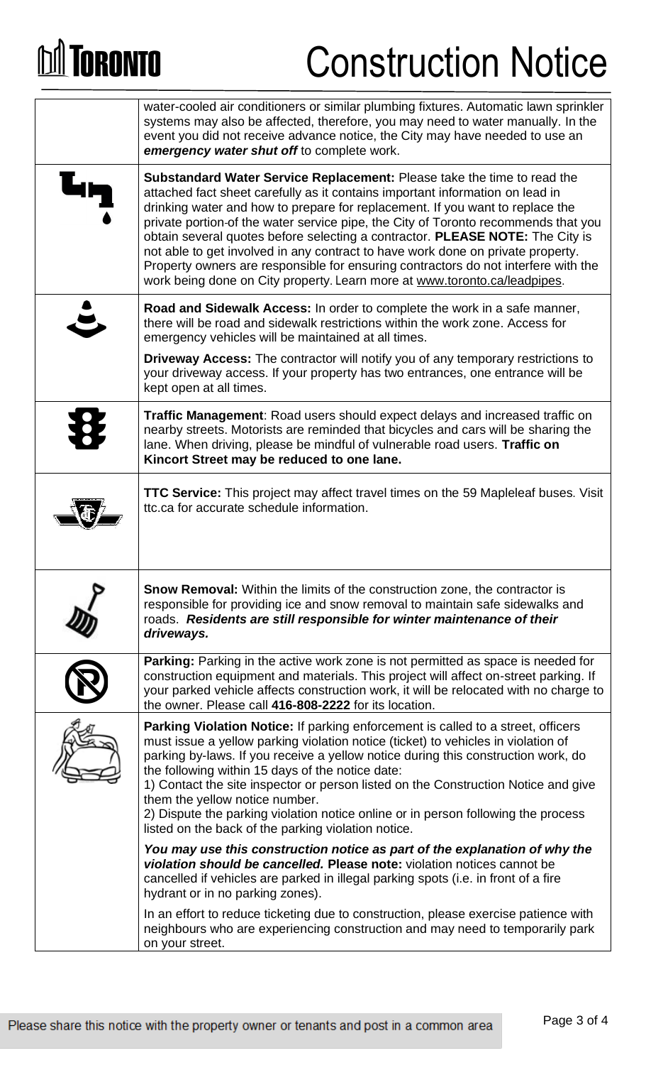water-cooled air conditioners or similar plumbing fixtures. Automatic lawn sprinkler systems may also be affected, therefore, you may need to water manually. In the event you did not receive advance notice, the City may have needed to use an ***emergency water shut off*** to complete work.

**Substandard Water Service Replacement:** Please take the time to read the attached fact sheet carefully as it contains important information on lead in drinking water and how to prepare for replacement. If you want to replace the private portion of the water service pipe, the City of Toronto recommends that you obtain several quotes before selecting a contractor. **PLEASE NOTE:** The City is not able to get involved in any contract to have work done on private property. Property owners are responsible for ensuring contractors do not interfere with the work being done on City property. Learn more at www.toronto.ca/leadpipes.

**Road and Sidewalk Access:** In order to complete the work in a safe manner, there will be road and sidewalk restrictions within the work zone. Access for emergency vehicles will be maintained at all times.

**Driveway Access:** The contractor will notify you of any temporary restrictions to your driveway access. If your property has two entrances, one entrance will be kept open at all times.

**Traffic Management**: Road users should expect delays and increased traffic on nearby streets. Motorists are reminded that bicycles and cars will be sharing the lane. When driving, please be mindful of vulnerable road users. **Traffic on Kincort Street may be reduced to one lane.**

**TTC Service:** This project may affect travel times on the 59 Mapleleaf buses. Visit ttc.ca for accurate schedule information.

**Snow Removal:** Within the limits of the construction zone, the contractor is responsible for providing ice and snow removal to maintain safe sidewalks and roads. ***Residents are still responsible for winter maintenance of their driveways.***

**Parking:** Parking in the active work zone is not permitted as space is needed for construction equipment and materials. This project will affect on-street parking. If your parked vehicle affects construction work, it will be relocated with no charge to the owner. Please call **416-808-2222** for its location.

**Parking Violation Notice:** If parking enforcement is called to a street, officers must issue a yellow parking violation notice (ticket) to vehicles in violation of parking by-laws. If you receive a yellow notice during this construction work, do the following within 15 days of the notice date:

1) Contact the site inspector or person listed on the Construction Notice and give them the yellow notice number.
2) Dispute the parking violation notice online or in person following the process listed on the back of the parking violation notice.

***You may use this construction notice as part of the explanation of why the violation should be cancelled.*** **Please note:** violation notices cannot be cancelled if vehicles are parked in illegal parking spots (i.e. in front of a fire hydrant or in no parking zones).

In an effort to reduce ticketing due to construction, please exercise patience with neighbours who are experiencing construction and may need to temporarily park on your street.

Please share this notice with the property owner or tenants and post in a common area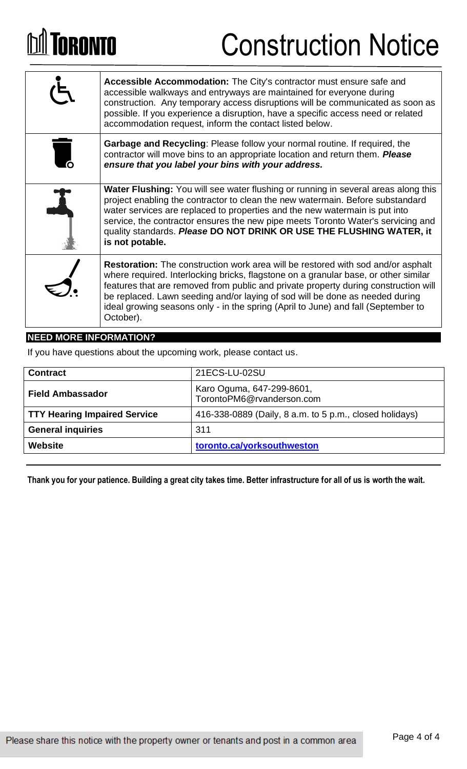# Construction Notice

**Accessible Accommodation:** The City's contractor must ensure safe and accessible walkways and entryways are maintained for everyone during construction. Any temporary access disruptions will be communicated as soon as possible. If you experience a disruption, have a specific access need or related accommodation request, inform the contact listed below.

**Garbage and Recycling**: Please follow your normal routine. If required, the contractor will move bins to an appropriate location and return them. ***Please ensure that you label your bins with your address.***

**Water Flushing:** You will see water flushing or running in several areas along this project enabling the contractor to clean the new watermain. Before substandard water services are replaced to properties and the new watermain is put into service, the contractor ensures the new pipe meets Toronto Water's servicing and quality standards. ***Please*** **DO NOT DRINK OR USE THE FLUSHING WATER, it is not potable.**

**Restoration:** The construction work area will be restored with sod and/or asphalt where required. Interlocking bricks, flagstone on a granular base, or other similar features that are removed from public and private property during construction will be replaced. Lawn seeding and/or laying of sod will be done as needed during ideal growing seasons only - in the spring (April to June) and fall (September to October).

## NEED MORE INFORMATION?

If you have questions about the upcoming work, please contact us.

| | |
|---|---|
| **Contract** | 21ECS-LU-02SU |
| **Field Ambassador** | Karo Oguma, 647-299-8601, TorontoPM6@rvanderson.com |
| **TTY Hearing Impaired Service** | 416-338-0889 (Daily, 8 a.m. to 5 p.m., closed holidays) |
| **General inquiries** | 311 |
| **Website** | toronto.ca/yorksouthweston |

**Thank you for your patience. Building a great city takes time. Better infrastructure for all of us is worth the wait.**

Please share this notice with the property owner or tenants and post in a common area